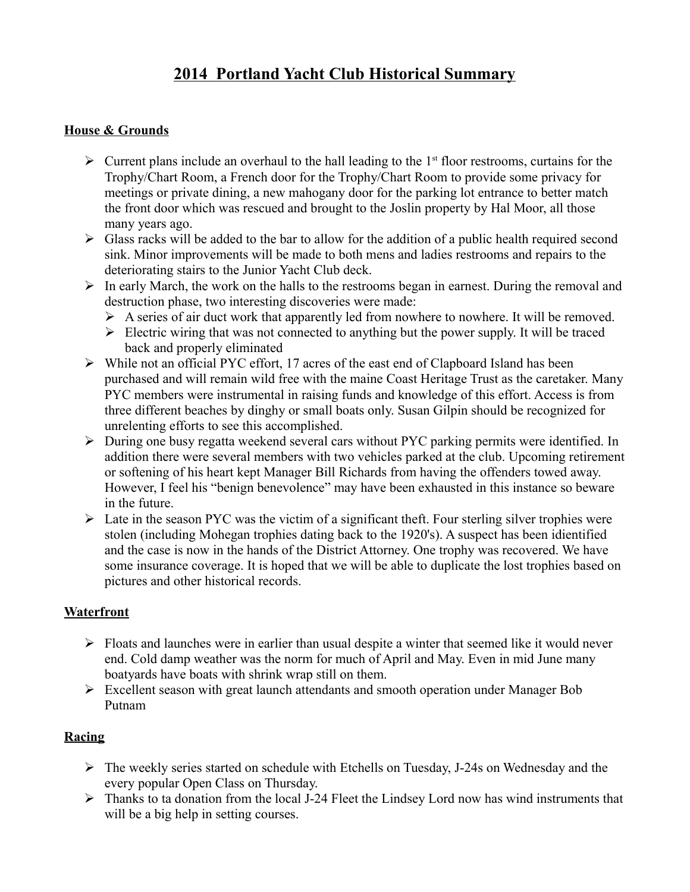# 2014 Portland Yacht Club Historical Summary

## House & Grounds

- Current plans include an overhaul to the hall leading to the 1st floor restrooms, curtains for the Trophy/Chart Room, a French door for the Trophy/Chart Room to provide some privacy for meetings or private dining, a new mahogany door for the parking lot entrance to better match the front door which was rescued and brought to the Joslin property by Hal Moor, all those many years ago.
- Glass racks will be added to the bar to allow for the addition of a public health required second sink. Minor improvements will be made to both mens and ladies restrooms and repairs to the deteriorating stairs to the Junior Yacht Club deck.
- In early March, the work on the halls to the restrooms began in earnest. During the removal and destruction phase, two interesting discoveries were made:
  - A series of air duct work that apparently led from nowhere to nowhere. It will be removed.
  - Electric wiring that was not connected to anything but the power supply. It will be traced back and properly eliminated
- While not an official PYC effort, 17 acres of the east end of Clapboard Island has been purchased and will remain wild free with the maine Coast Heritage Trust as the caretaker. Many PYC members were instrumental in raising funds and knowledge of this effort. Access is from three different beaches by dinghy or small boats only. Susan Gilpin should be recognized for unrelenting efforts to see this accomplished.
- During one busy regatta weekend several cars without PYC parking permits were identified. In addition there were several members with two vehicles parked at the club. Upcoming retirement or softening of his heart kept Manager Bill Richards from having the offenders towed away. However, I feel his "benign benevolence" may have been exhausted in this instance so beware in the future.
- Late in the season PYC was the victim of a significant theft. Four sterling silver trophies were stolen (including Mohegan trophies dating back to the 1920's). A suspect has been idientified and the case is now in the hands of the District Attorney. One trophy was recovered. We have some insurance coverage. It is hoped that we will be able to duplicate the lost trophies based on pictures and other historical records.

## Waterfront

- Floats and launches were in earlier than usual despite a winter that seemed like it would never end. Cold damp weather was the norm for much of April and May. Even in mid June many boatyards have boats with shrink wrap still on them.
- Excellent season with great launch attendants and smooth operation under Manager Bob Putnam

## Racing

- The weekly series started on schedule with Etchells on Tuesday, J-24s on Wednesday and the every popular Open Class on Thursday.
- Thanks to ta donation from the local J-24 Fleet the Lindsey Lord now has wind instruments that will be a big help in setting courses.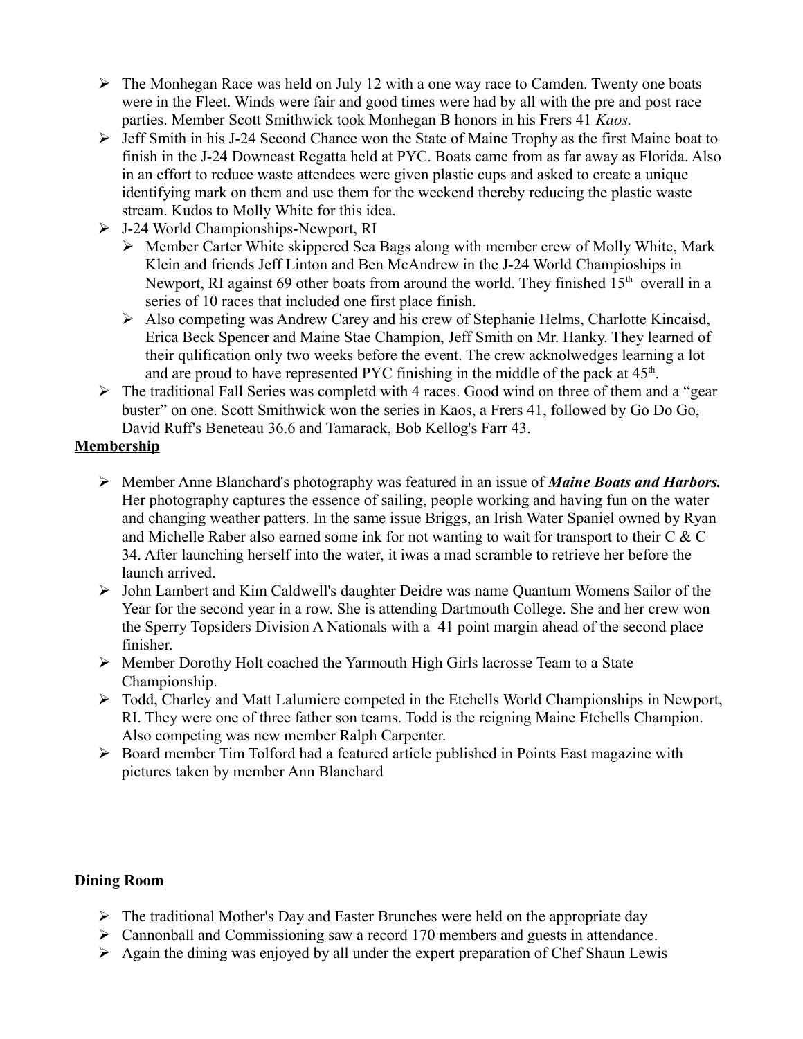- The Monhegan Race was held on July 12 with a one way race to Camden. Twenty one boats were in the Fleet. Winds were fair and good times were had by all with the pre and post race parties. Member Scott Smithwick took Monhegan B honors in his Frers 41 *Kaos.*
- Jeff Smith in his J-24 Second Chance won the State of Maine Trophy as the first Maine boat to finish in the J-24 Downeast Regatta held at PYC. Boats came from as far away as Florida. Also in an effort to reduce waste attendees were given plastic cups and asked to create a unique identifying mark on them and use them for the weekend thereby reducing the plastic waste stream. Kudos to Molly White for this idea.
- J-24 World Championships-Newport, RI
  - Member Carter White skippered Sea Bags along with member crew of Molly White, Mark Klein and friends Jeff Linton and Ben McAndrew in the J-24 World Champioships in Newport, RI against 69 other boats from around the world. They finished 15th overall in a series of 10 races that included one first place finish.
  - Also competing was Andrew Carey and his crew of Stephanie Helms, Charlotte Kincaisd, Erica Beck Spencer and Maine Stae Champion, Jeff Smith on Mr. Hanky. They learned of their qulification only two weeks before the event. The crew acknolwedges learning a lot and are proud to have represented PYC finishing in the middle of the pack at 45th.
- The traditional Fall Series was completd with 4 races. Good wind on three of them and a "gear buster" on one. Scott Smithwick won the series in Kaos, a Frers 41, followed by Go Do Go, David Ruff's Beneteau 36.6 and Tamarack, Bob Kellog's Farr 43.

**Membership**

- Member Anne Blanchard's photography was featured in an issue of ***Maine Boats and Harbors.*** Her photography captures the essence of sailing, people working and having fun on the water and changing weather patters. In the same issue Briggs, an Irish Water Spaniel owned by Ryan and Michelle Raber also earned some ink for not wanting to wait for transport to their C & C 34. After launching herself into the water, it iwas a mad scramble to retrieve her before the launch arrived.
- John Lambert and Kim Caldwell's daughter Deidre was name Quantum Womens Sailor of the Year for the second year in a row. She is attending Dartmouth College. She and her crew won the Sperry Topsiders Division A Nationals with a 41 point margin ahead of the second place finisher.
- Member Dorothy Holt coached the Yarmouth High Girls lacrosse Team to a State Championship.
- Todd, Charley and Matt Lalumiere competed in the Etchells World Championships in Newport, RI. They were one of three father son teams. Todd is the reigning Maine Etchells Champion. Also competing was new member Ralph Carpenter.
- Board member Tim Tolford had a featured article published in Points East magazine with pictures taken by member Ann Blanchard

**Dining Room**

- The traditional Mother's Day and Easter Brunches were held on the appropriate day
- Cannonball and Commissioning saw a record 170 members and guests in attendance.
- Again the dining was enjoyed by all under the expert preparation of Chef Shaun Lewis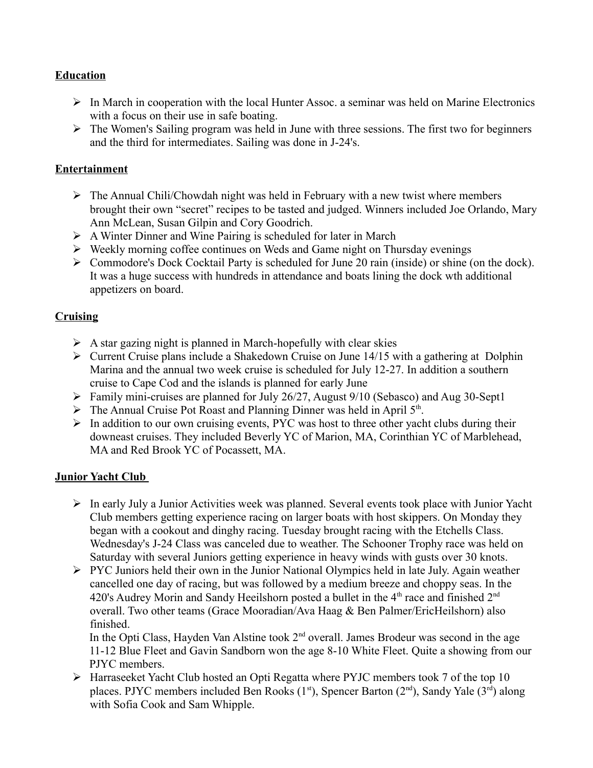**Education**

- In March in cooperation with the local Hunter Assoc. a seminar was held on Marine Electronics with a focus on their use in safe boating.
- The Women's Sailing program was held in June with three sessions. The first two for beginners and the third for intermediates. Sailing was done in J-24's.

**Entertainment**

- The Annual Chili/Chowdah night was held in February with a new twist where members brought their own "secret" recipes to be tasted and judged. Winners included Joe Orlando, Mary Ann McLean, Susan Gilpin and Cory Goodrich.
- A Winter Dinner and Wine Pairing is scheduled for later in March
- Weekly morning coffee continues on Weds and Game night on Thursday evenings
- Commodore's Dock Cocktail Party is scheduled for June 20 rain (inside) or shine (on the dock). It was a huge success with hundreds in attendance and boats lining the dock wth additional appetizers on board.

**Cruising**

- A star gazing night is planned in March-hopefully with clear skies
- Current Cruise plans include a Shakedown Cruise on June 14/15 with a gathering at Dolphin Marina and the annual two week cruise is scheduled for July 12-27. In addition a southern cruise to Cape Cod and the islands is planned for early June
- Family mini-cruises are planned for July 26/27, August 9/10 (Sebasco) and Aug 30-Sept1
- The Annual Cruise Pot Roast and Planning Dinner was held in April 5th.
- In addition to our own cruising events, PYC was host to three other yacht clubs during their downeast cruises. They included Beverly YC of Marion, MA, Corinthian YC of Marblehead, MA and Red Brook YC of Pocassett, MA.

**Junior Yacht Club**

- In early July a Junior Activities week was planned. Several events took place with Junior Yacht Club members getting experience racing on larger boats with host skippers. On Monday they began with a cookout and dinghy racing. Tuesday brought racing with the Etchells Class. Wednesday's J-24 Class was canceled due to weather. The Schooner Trophy race was held on Saturday with several Juniors getting experience in heavy winds with gusts over 30 knots.
- PYC Juniors held their own in the Junior National Olympics held in late July. Again weather cancelled one day of racing, but was followed by a medium breeze and choppy seas. In the 420's Audrey Morin and Sandy Heeilshorn posted a bullet in the 4th race and finished 2nd overall. Two other teams (Grace Mooradian/Ava Haag & Ben Palmer/EricHeilshorn) also finished.
  In the Opti Class, Hayden Van Alstine took 2nd overall. James Brodeur was second in the age 11-12 Blue Fleet and Gavin Sandborn won the age 8-10 White Fleet. Quite a showing from our PJYC members.
- Harraseeket Yacht Club hosted an Opti Regatta where PYJC members took 7 of the top 10 places. PJYC members included Ben Rooks (1st), Spencer Barton (2nd), Sandy Yale (3rd) along with Sofia Cook and Sam Whipple.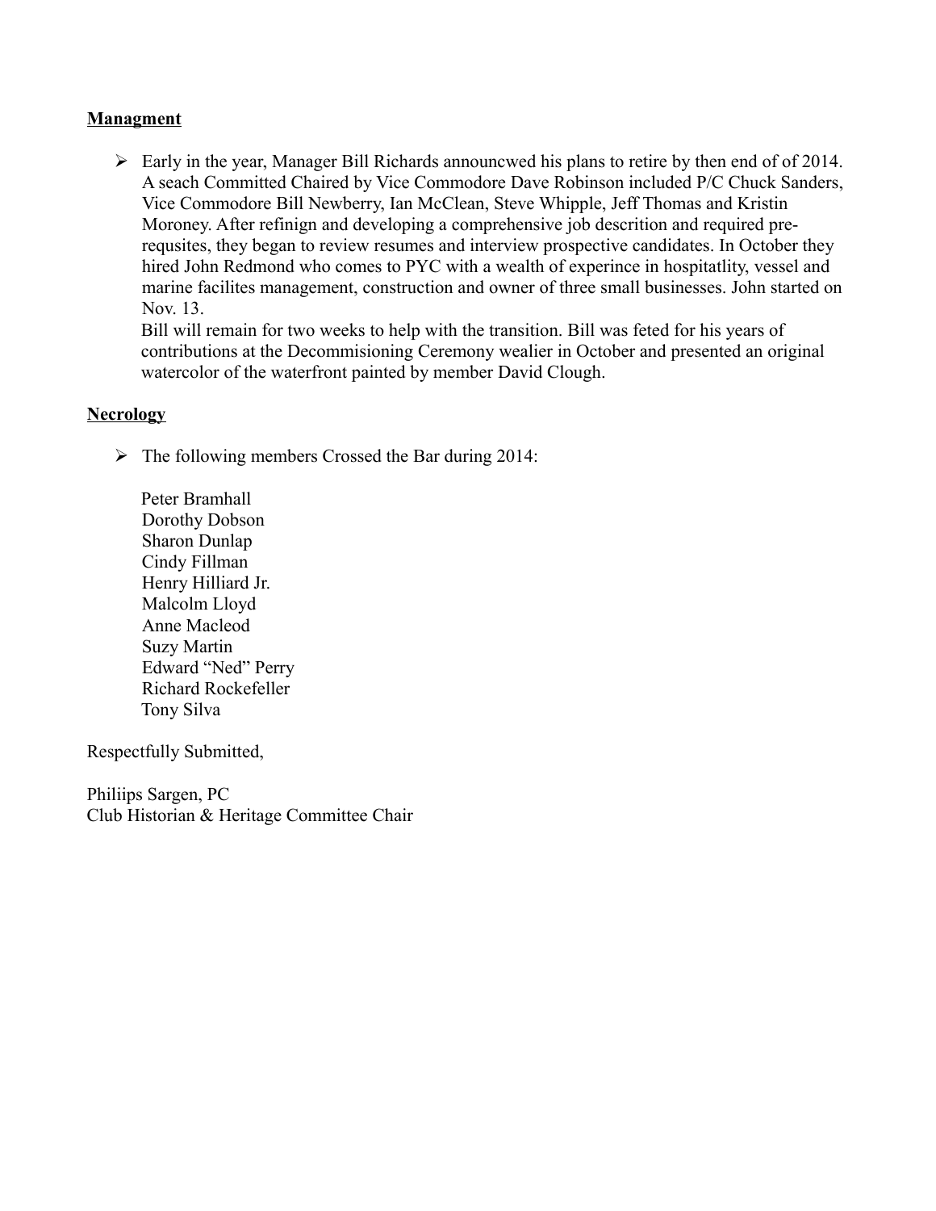## Managment

- Early in the year, Manager Bill Richards announcwed his plans to retire by then end of of 2014. A seach Committed Chaired by Vice Commodore Dave Robinson included P/C Chuck Sanders, Vice Commodore Bill Newberry, Ian McClean, Steve Whipple, Jeff Thomas and Kristin Moroney. After refinign and developing a comprehensive job descrition and required pre-requsites, they began to review resumes and interview prospective candidates. In October they hired John Redmond who comes to PYC with a wealth of experince in hospitatlity, vessel and marine facilites management, construction and owner of three small businesses. John started on Nov. 13.

  Bill will remain for two weeks to help with the transition. Bill was feted for his years of contributions at the Decommisioning Ceremony wealier in October and presented an original watercolor of the waterfront painted by member David Clough.

## Necrology

- The following members Crossed the Bar during 2014:

  Peter Bramhall
  Dorothy Dobson
  Sharon Dunlap
  Cindy Fillman
  Henry Hilliard Jr.
  Malcolm Lloyd
  Anne Macleod
  Suzy Martin
  Edward "Ned" Perry
  Richard Rockefeller
  Tony Silva

Respectfully Submitted,

Philiips Sargen, PC
Club Historian & Heritage Committee Chair